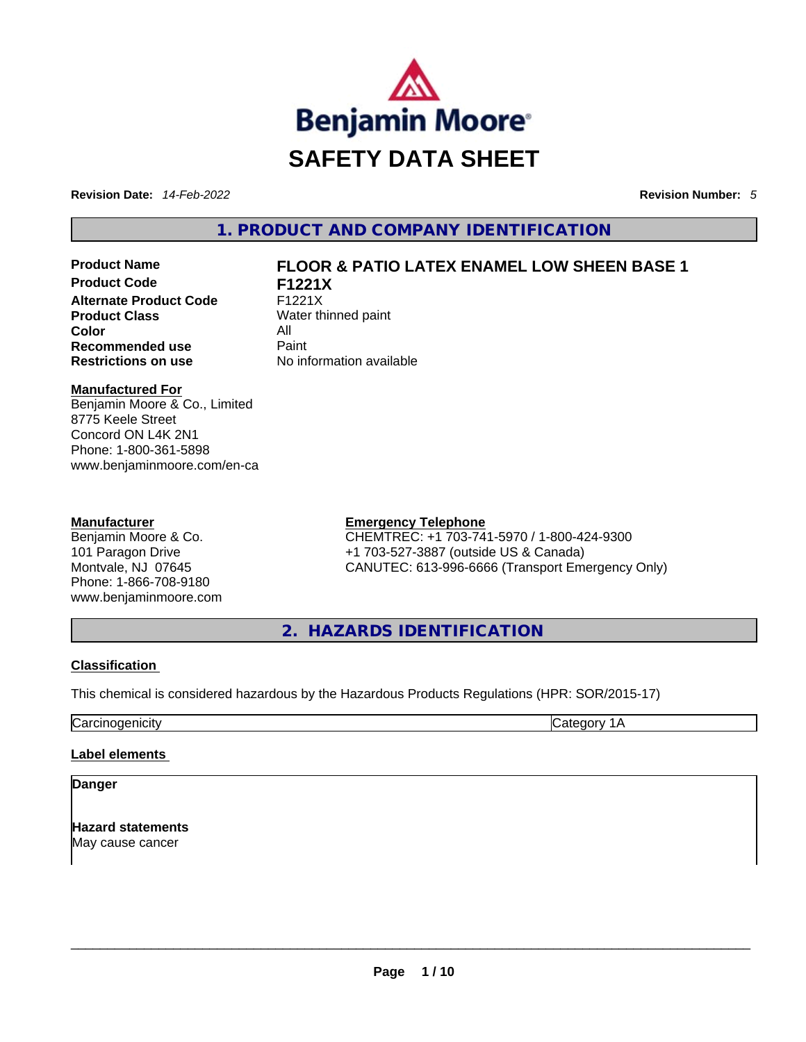Benjamin Moore®

# SAFETY DATA SHEET

**Revision Date:** *14-Feb-2022* **Revision Number:** *5*

## 1. PRODUCT AND COMPANY IDENTIFICATION

| | |
|---|---|
| **Product Name** | **FLOOR & PATIO LATEX ENAMEL LOW SHEEN BASE 1** |
| **Product Code** | **F1221X** |
| **Alternate Product Code** | F1221X |
| **Product Class** | Water thinned paint |
| **Color** | All |
| **Recommended use** | Paint |
| **Restrictions on use** | No information available |

**Manufactured For**
Benjamin Moore & Co., Limited
8775 Keele Street
Concord ON L4K 2N1
Phone: 1-800-361-5898
www.benjaminmoore.com/en-ca

**Manufacturer**
Benjamin Moore & Co.
101 Paragon Drive
Montvale, NJ 07645
Phone: 1-866-708-9180
www.benjaminmoore.com

**Emergency Telephone**
CHEMTREC: +1 703-741-5970 / 1-800-424-9300
+1 703-527-3887 (outside US & Canada)
CANUTEC: 613-996-6666 (Transport Emergency Only)

## 2. HAZARDS IDENTIFICATION

**Classification**

This chemical is considered hazardous by the Hazardous Products Regulations (HPR: SOR/2015-17)

| Carcinogenicity | Category 1A |
|---|---|

**Label elements**

**Danger**

**Hazard statements**
May cause cancer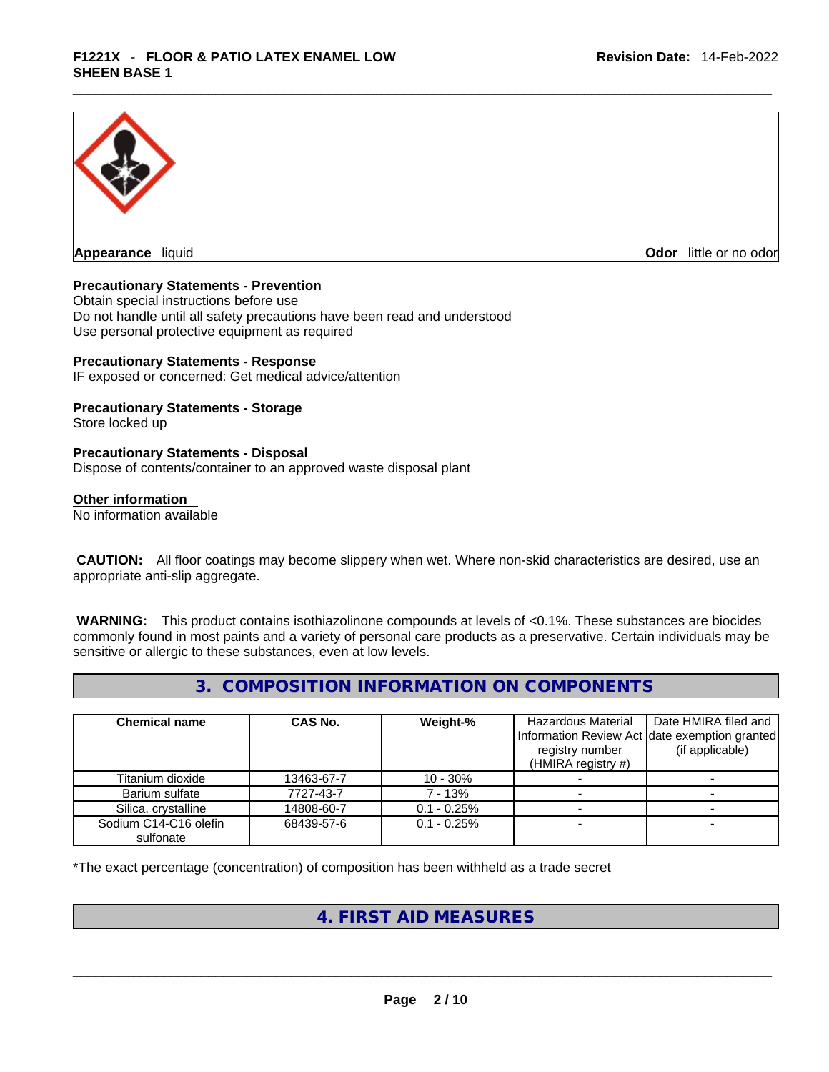**Appearance** liquid

**Odor** little or no odor

**Precautionary Statements - Prevention**
Obtain special instructions before use
Do not handle until all safety precautions have been read and understood
Use personal protective equipment as required

**Precautionary Statements - Response**
IF exposed or concerned: Get medical advice/attention

**Precautionary Statements - Storage**
Store locked up

**Precautionary Statements - Disposal**
Dispose of contents/container to an approved waste disposal plant

**Other information**
No information available

**CAUTION:** All floor coatings may become slippery when wet. Where non-skid characteristics are desired, use an appropriate anti-slip aggregate.

**WARNING:** This product contains isothiazolinone compounds at levels of <0.1%. These substances are biocides commonly found in most paints and a variety of personal care products as a preservative. Certain individuals may be sensitive or allergic to these substances, even at low levels.

## 3. COMPOSITION INFORMATION ON COMPONENTS

| Chemical name | CAS No. | Weight-% | Hazardous Material Information Review Act registry number (HMIRA registry #) | Date HMIRA filed and date exemption granted (if applicable) |
|---|---|---|---|---|
| Titanium dioxide | 13463-67-7 | 10 - 30% | - | - |
| Barium sulfate | 7727-43-7 | 7 - 13% | - | - |
| Silica, crystalline | 14808-60-7 | 0.1 - 0.25% | - | - |
| Sodium C14-C16 olefin sulfonate | 68439-57-6 | 0.1 - 0.25% | - | - |

*The exact percentage (concentration) of composition has been withheld as a trade secret

## 4. FIRST AID MEASURES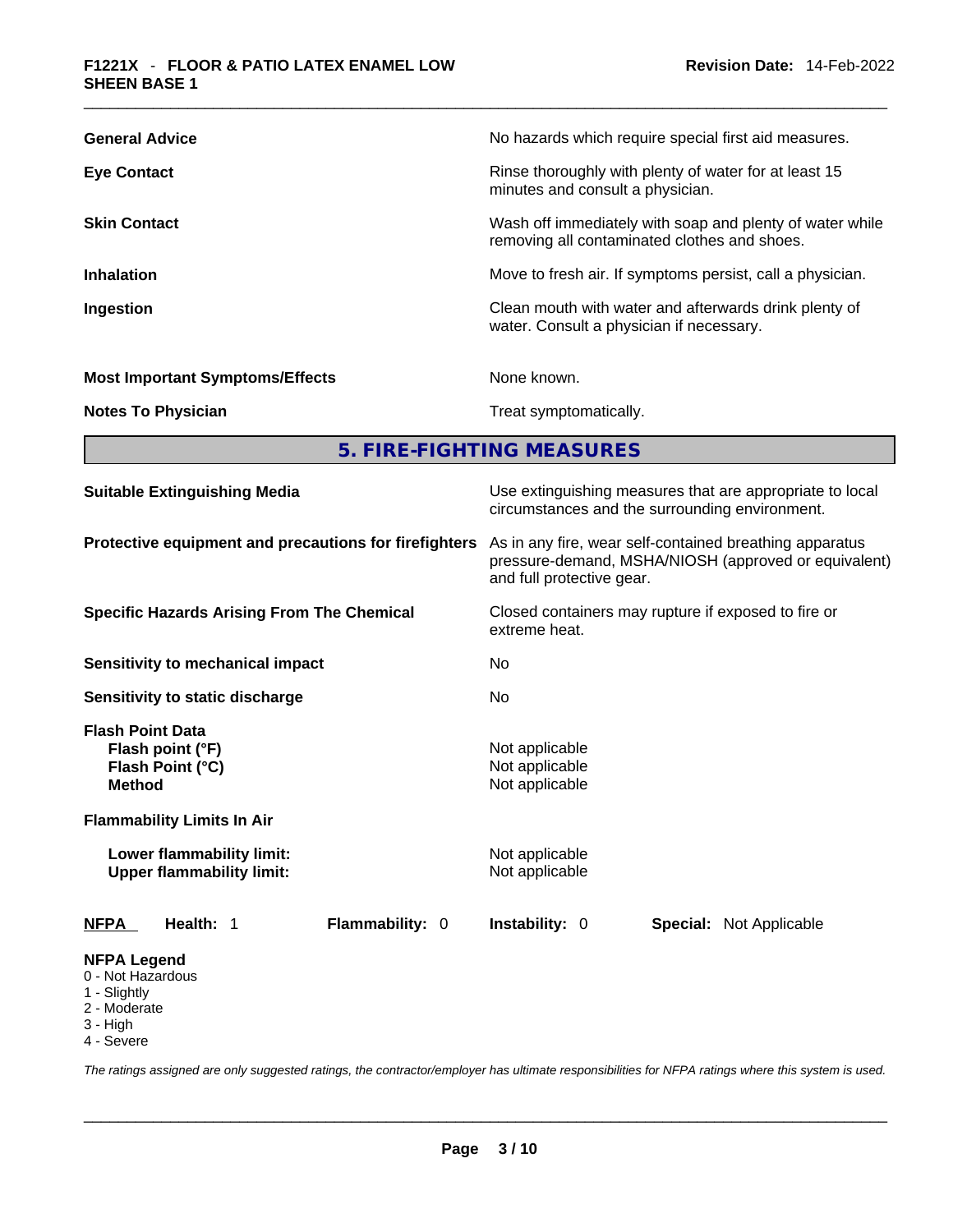| | |
|---|---|
| **General Advice** | No hazards which require special first aid measures. |
| **Eye Contact** | Rinse thoroughly with plenty of water for at least 15 minutes and consult a physician. |
| **Skin Contact** | Wash off immediately with soap and plenty of water while removing all contaminated clothes and shoes. |
| **Inhalation** | Move to fresh air. If symptoms persist, call a physician. |
| **Ingestion** | Clean mouth with water and afterwards drink plenty of water. Consult a physician if necessary. |
| **Most Important Symptoms/Effects** | None known. |
| **Notes To Physician** | Treat symptomatically. |

## 5. FIRE-FIGHTING MEASURES

| | |
|---|---|
| **Suitable Extinguishing Media** | Use extinguishing measures that are appropriate to local circumstances and the surrounding environment. |
| **Protective equipment and precautions for firefighters** | As in any fire, wear self-contained breathing apparatus pressure-demand, MSHA/NIOSH (approved or equivalent) and full protective gear. |
| **Specific Hazards Arising From The Chemical** | Closed containers may rupture if exposed to fire or extreme heat. |
| **Sensitivity to mechanical impact** | No |
| **Sensitivity to static discharge** | No |
| **Flash Point Data** | |
| **Flash point (°F)** | Not applicable |
| **Flash Point (°C)** | Not applicable |
| **Method** | Not applicable |
| **Flammability Limits In Air** | |
| **Lower flammability limit:** | Not applicable |
| **Upper flammability limit:** | Not applicable |

**NFPA** **Health:** 1 **Flammability:** 0 **Instability:** 0 **Special:** Not Applicable

**NFPA Legend**
0 - Not Hazardous
1 - Slightly
2 - Moderate
3 - High
4 - Severe

*The ratings assigned are only suggested ratings, the contractor/employer has ultimate responsibilities for NFPA ratings where this system is used.*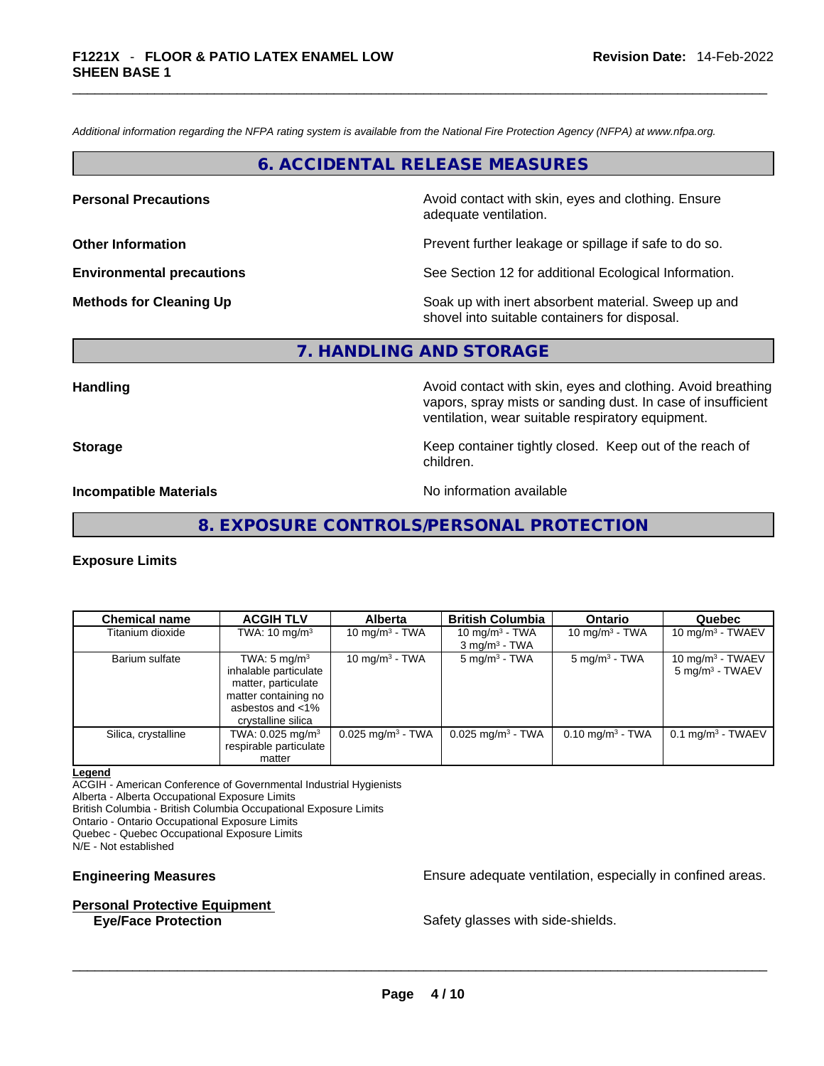*Additional information regarding the NFPA rating system is available from the National Fire Protection Agency (NFPA) at www.nfpa.org.*

## 6. ACCIDENTAL RELEASE MEASURES

**Personal Precautions** — Avoid contact with skin, eyes and clothing. Ensure adequate ventilation.

**Other Information** — Prevent further leakage or spillage if safe to do so.

**Environmental precautions** — See Section 12 for additional Ecological Information.

**Methods for Cleaning Up** — Soak up with inert absorbent material. Sweep up and shovel into suitable containers for disposal.

## 7. HANDLING AND STORAGE

**Handling** — Avoid contact with skin, eyes and clothing. Avoid breathing vapors, spray mists or sanding dust. In case of insufficient ventilation, wear suitable respiratory equipment.

**Storage** — Keep container tightly closed. Keep out of the reach of children.

**Incompatible Materials** — No information available

## 8. EXPOSURE CONTROLS/PERSONAL PROTECTION

**Exposure Limits**

| Chemical name | ACGIH TLV | Alberta | British Columbia | Ontario | Quebec |
|---|---|---|---|---|---|
| Titanium dioxide | TWA: 10 mg/m³ | 10 mg/m³ - TWA | 10 mg/m³ - TWA<br>3 mg/m³ - TWA | 10 mg/m³ - TWA | 10 mg/m³ - TWAEV |
| Barium sulfate | TWA: 5 mg/m³ inhalable particulate matter, particulate matter containing no asbestos and <1% crystalline silica | 10 mg/m³ - TWA | 5 mg/m³ - TWA | 5 mg/m³ - TWA | 10 mg/m³ - TWAEV<br>5 mg/m³ - TWAEV |
| Silica, crystalline | TWA: 0.025 mg/m³ respirable particulate matter | 0.025 mg/m³ - TWA | 0.025 mg/m³ - TWA | 0.10 mg/m³ - TWA | 0.1 mg/m³ - TWAEV |

**Legend**
ACGIH - American Conference of Governmental Industrial Hygienists
Alberta - Alberta Occupational Exposure Limits
British Columbia - British Columbia Occupational Exposure Limits
Ontario - Ontario Occupational Exposure Limits
Quebec - Quebec Occupational Exposure Limits
N/E - Not established

**Engineering Measures** — Ensure adequate ventilation, especially in confined areas.

**Personal Protective Equipment**

**Eye/Face Protection** — Safety glasses with side-shields.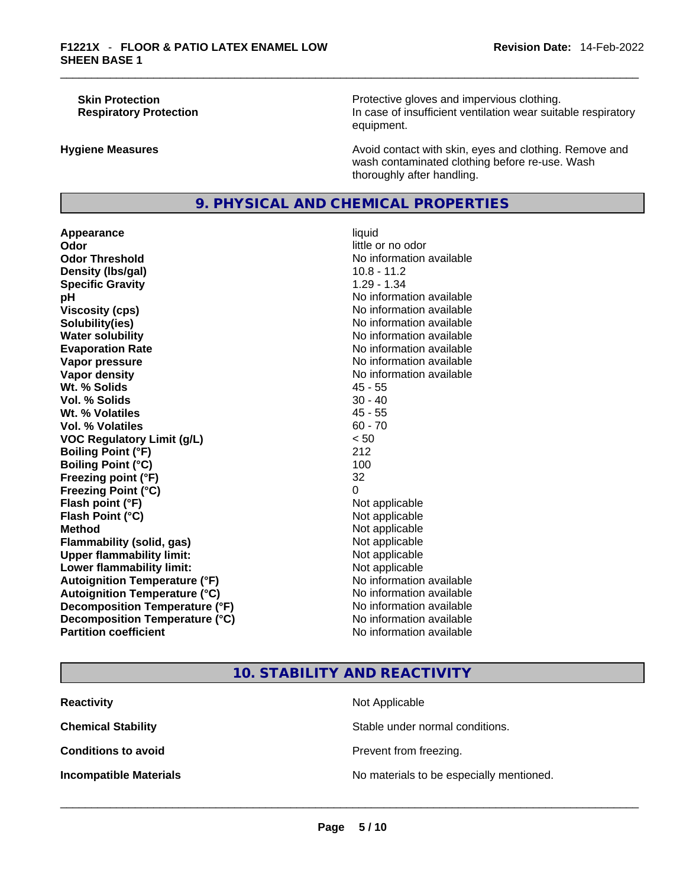| | |
|---|---|
| **Skin Protection** | Protective gloves and impervious clothing. |
| **Respiratory Protection** | In case of insufficient ventilation wear suitable respiratory equipment. |
| **Hygiene Measures** | Avoid contact with skin, eyes and clothing. Remove and wash contaminated clothing before re-use. Wash thoroughly after handling. |

## 9. PHYSICAL AND CHEMICAL PROPERTIES

| | |
|---|---|
| **Appearance** | liquid |
| **Odor** | little or no odor |
| **Odor Threshold** | No information available |
| **Density (lbs/gal)** | 10.8 - 11.2 |
| **Specific Gravity** | 1.29 - 1.34 |
| **pH** | No information available |
| **Viscosity (cps)** | No information available |
| **Solubility(ies)** | No information available |
| **Water solubility** | No information available |
| **Evaporation Rate** | No information available |
| **Vapor pressure** | No information available |
| **Vapor density** | No information available |
| **Wt. % Solids** | 45 - 55 |
| **Vol. % Solids** | 30 - 40 |
| **Wt. % Volatiles** | 45 - 55 |
| **Vol. % Volatiles** | 60 - 70 |
| **VOC Regulatory Limit (g/L)** | < 50 |
| **Boiling Point (°F)** | 212 |
| **Boiling Point (°C)** | 100 |
| **Freezing point (°F)** | 32 |
| **Freezing Point (°C)** | 0 |
| **Flash point (°F)** | Not applicable |
| **Flash Point (°C)** | Not applicable |
| **Method** | Not applicable |
| **Flammability (solid, gas)** | Not applicable |
| **Upper flammability limit:** | Not applicable |
| **Lower flammability limit:** | Not applicable |
| **Autoignition Temperature (°F)** | No information available |
| **Autoignition Temperature (°C)** | No information available |
| **Decomposition Temperature (°F)** | No information available |
| **Decomposition Temperature (°C)** | No information available |
| **Partition coefficient** | No information available |

## 10. STABILITY AND REACTIVITY

| | |
|---|---|
| **Reactivity** | Not Applicable |
| **Chemical Stability** | Stable under normal conditions. |
| **Conditions to avoid** | Prevent from freezing. |
| **Incompatible Materials** | No materials to be especially mentioned. |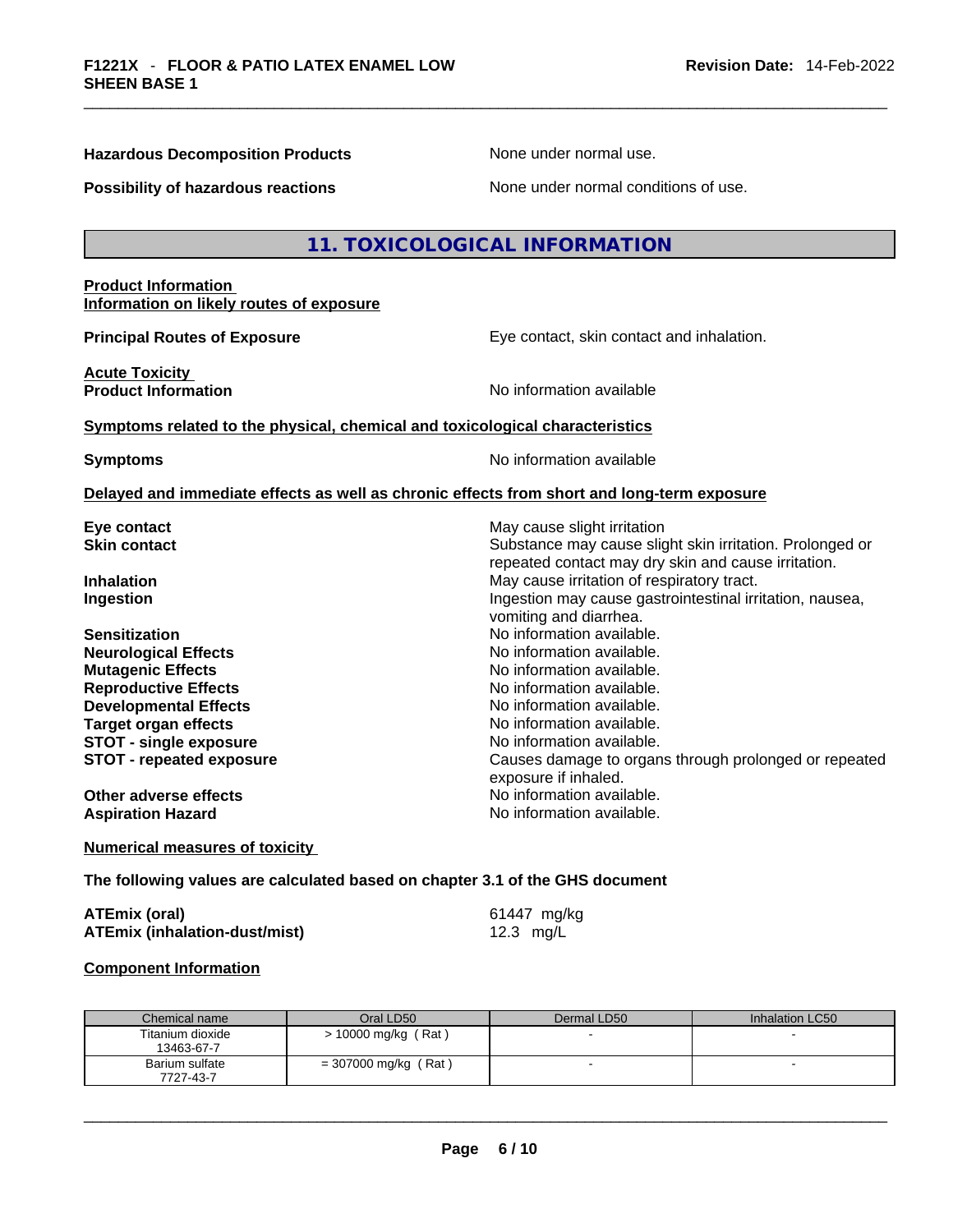**Hazardous Decomposition Products** None under normal use.

**Possibility of hazardous reactions** None under normal conditions of use.

## 11. TOXICOLOGICAL INFORMATION

**Product Information**
**Information on likely routes of exposure**

**Principal Routes of Exposure** Eye contact, skin contact and inhalation.

**Acute Toxicity**
**Product Information** No information available

**Symptoms related to the physical, chemical and toxicological characteristics**

**Symptoms** No information available

**Delayed and immediate effects as well as chronic effects from short and long-term exposure**

**Eye contact** May cause slight irritation
**Skin contact** Substance may cause slight skin irritation. Prolonged or repeated contact may dry skin and cause irritation.
**Inhalation** May cause irritation of respiratory tract.
**Ingestion** Ingestion may cause gastrointestinal irritation, nausea, vomiting and diarrhea.
**Sensitization** No information available.
**Neurological Effects** No information available.
**Mutagenic Effects** No information available.
**Reproductive Effects** No information available.
**Developmental Effects** No information available.
**Target organ effects** No information available.
**STOT - single exposure** No information available.
**STOT - repeated exposure** Causes damage to organs through prolonged or repeated exposure if inhaled.
**Other adverse effects** No information available.
**Aspiration Hazard** No information available.

**Numerical measures of toxicity**

**The following values are calculated based on chapter 3.1 of the GHS document**

**ATEmix (oral)** 61447 mg/kg
**ATEmix (inhalation-dust/mist)** 12.3 mg/L

**Component Information**

| Chemical name | Oral LD50 | Dermal LD50 | Inhalation LC50 |
|---|---|---|---|
| Titanium dioxide 13463-67-7 | > 10000 mg/kg ( Rat ) | - | - |
| Barium sulfate 7727-43-7 | = 307000 mg/kg ( Rat ) | - | - |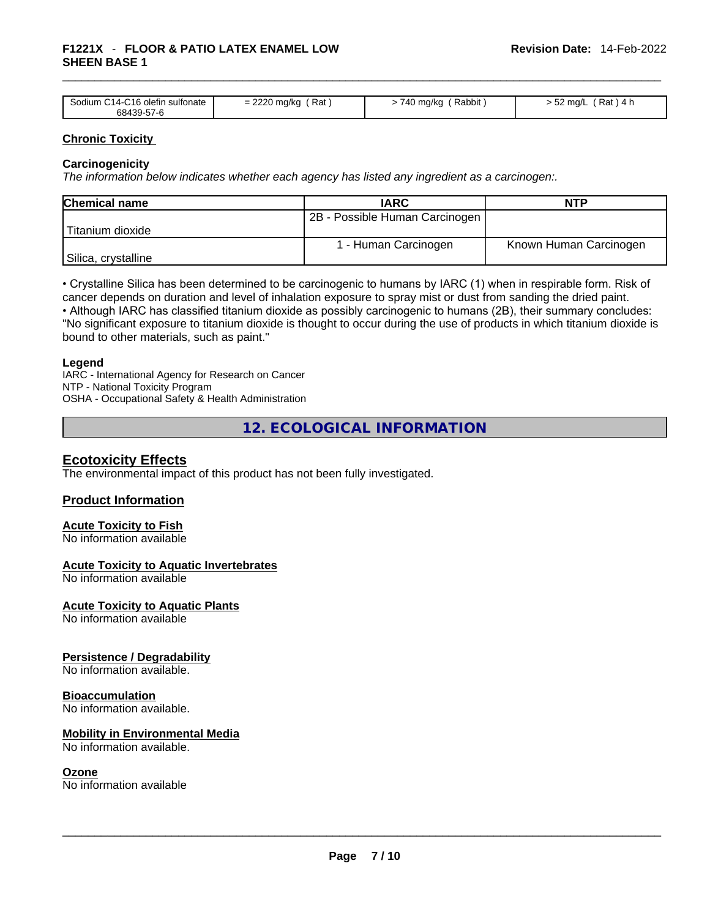| Sodium C14-C16 olefin sulfonate 68439-57-6 | = 2220 mg/kg ( Rat ) | > 740 mg/kg ( Rabbit ) | > 52 mg/L ( Rat ) 4 h |
|---|---|---|---|

## Chronic Toxicity

### Carcinogenicity

*The information below indicates whether each agency has listed any ingredient as a carcinogen:.*

| Chemical name | IARC | NTP |
|---|---|---|
| Titanium dioxide | 2B - Possible Human Carcinogen | |
| Silica, crystalline | 1 - Human Carcinogen | Known Human Carcinogen |

• Crystalline Silica has been determined to be carcinogenic to humans by IARC (1) when in respirable form. Risk of cancer depends on duration and level of inhalation exposure to spray mist or dust from sanding the dried paint.
• Although IARC has classified titanium dioxide as possibly carcinogenic to humans (2B), their summary concludes: "No significant exposure to titanium dioxide is thought to occur during the use of products in which titanium dioxide is bound to other materials, such as paint."

**Legend**
IARC - International Agency for Research on Cancer
NTP - National Toxicity Program
OSHA - Occupational Safety & Health Administration

# 12. ECOLOGICAL INFORMATION

## Ecotoxicity Effects

The environmental impact of this product has not been fully investigated.

## Product Information

### Acute Toxicity to Fish

No information available

### Acute Toxicity to Aquatic Invertebrates

No information available

### Acute Toxicity to Aquatic Plants

No information available

### Persistence / Degradability

No information available.

### Bioaccumulation

No information available.

### Mobility in Environmental Media

No information available.

### Ozone

No information available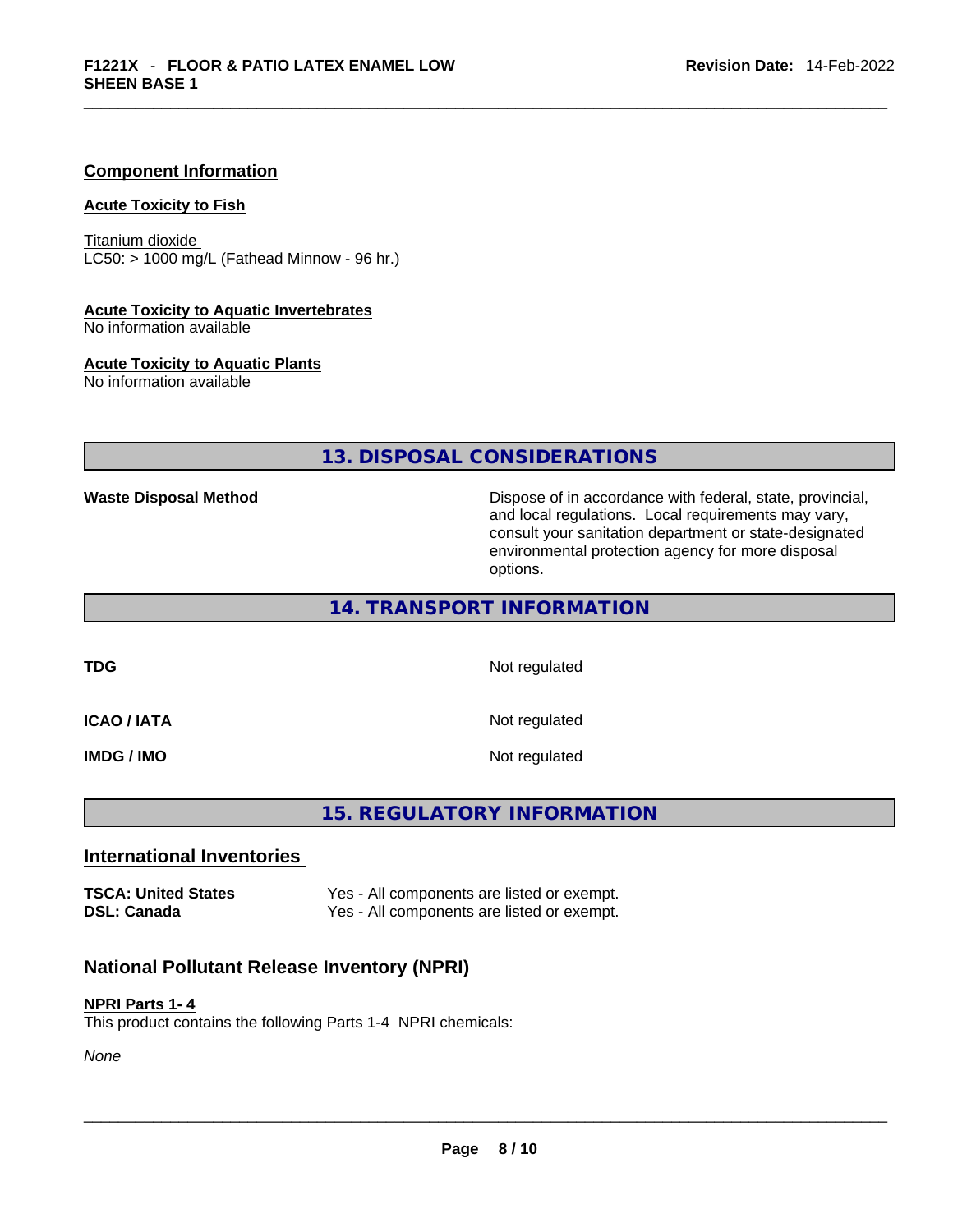### Component Information

**Acute Toxicity to Fish**

Titanium dioxide
LC50: > 1000 mg/L (Fathead Minnow - 96 hr.)

**Acute Toxicity to Aquatic Invertebrates**
No information available

**Acute Toxicity to Aquatic Plants**
No information available

## 13. DISPOSAL CONSIDERATIONS

| | |
|---|---|
| **Waste Disposal Method** | Dispose of in accordance with federal, state, provincial, and local regulations. Local requirements may vary, consult your sanitation department or state-designated environmental protection agency for more disposal options. |

## 14. TRANSPORT INFORMATION

| | |
|---|---|
| **TDG** | Not regulated |
| **ICAO / IATA** | Not regulated |
| **IMDG / IMO** | Not regulated |

## 15. REGULATORY INFORMATION

### International Inventories

| | |
|---|---|
| **TSCA: United States** | Yes - All components are listed or exempt. |
| **DSL: Canada** | Yes - All components are listed or exempt. |

### National Pollutant Release Inventory (NPRI)

**NPRI Parts 1- 4**
This product contains the following Parts 1-4 NPRI chemicals:

*None*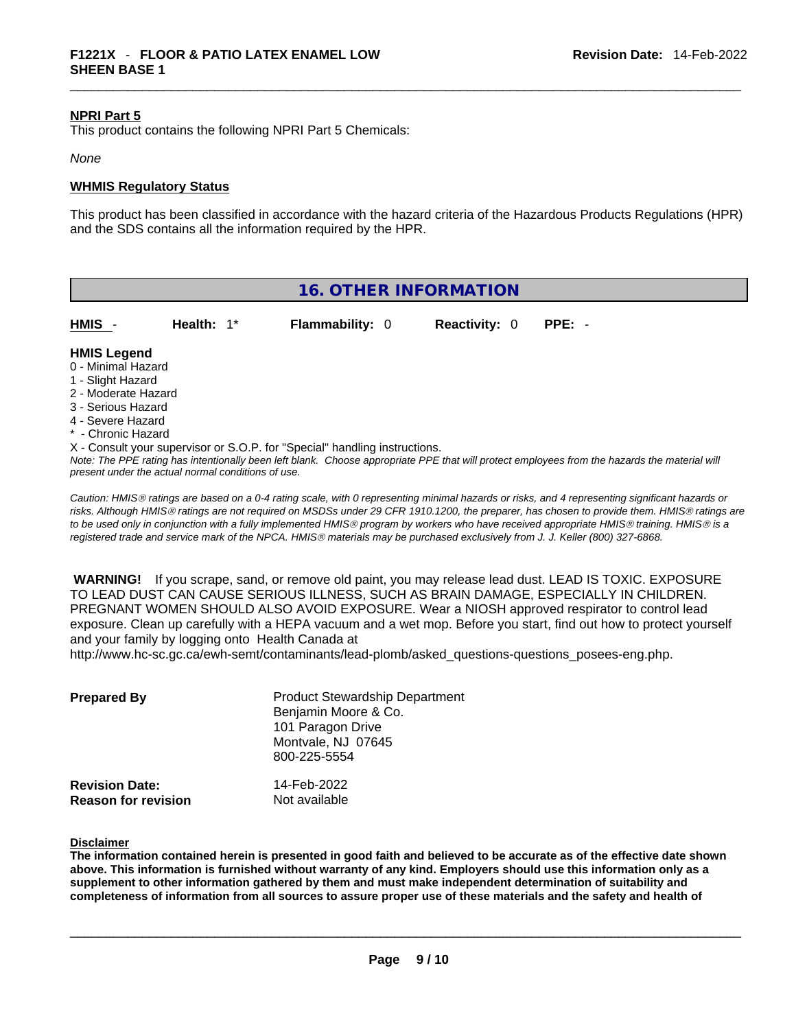**NPRI Part 5**

This product contains the following NPRI Part 5 Chemicals:

*None*

**WHMIS Regulatory Status**

This product has been classified in accordance with the hazard criteria of the Hazardous Products Regulations (HPR) and the SDS contains all the information required by the HPR.

## 16. OTHER INFORMATION

| HMIS - | Health: 1* | Flammability: 0 | Reactivity: 0 | PPE: - |
|---|---|---|---|---|

**HMIS Legend**

0 - Minimal Hazard
1 - Slight Hazard
2 - Moderate Hazard
3 - Serious Hazard
4 - Severe Hazard
* - Chronic Hazard
X - Consult your supervisor or S.O.P. for "Special" handling instructions.

*Note: The PPE rating has intentionally been left blank. Choose appropriate PPE that will protect employees from the hazards the material will present under the actual normal conditions of use.*

*Caution: HMIS® ratings are based on a 0-4 rating scale, with 0 representing minimal hazards or risks, and 4 representing significant hazards or risks. Although HMIS® ratings are not required on MSDSs under 29 CFR 1910.1200, the preparer, has chosen to provide them. HMIS® ratings are to be used only in conjunction with a fully implemented HMIS® program by workers who have received appropriate HMIS® training. HMIS® is a registered trade and service mark of the NPCA. HMIS® materials may be purchased exclusively from J. J. Keller (800) 327-6868.*

**WARNING!** If you scrape, sand, or remove old paint, you may release lead dust. LEAD IS TOXIC. EXPOSURE TO LEAD DUST CAN CAUSE SERIOUS ILLNESS, SUCH AS BRAIN DAMAGE, ESPECIALLY IN CHILDREN. PREGNANT WOMEN SHOULD ALSO AVOID EXPOSURE. Wear a NIOSH approved respirator to control lead exposure. Clean up carefully with a HEPA vacuum and a wet mop. Before you start, find out how to protect yourself and your family by logging onto Health Canada at http://www.hc-sc.gc.ca/ewh-semt/contaminants/lead-plomb/asked_questions-questions_posees-eng.php.

| | |
|---|---|
| **Prepared By** | Product Stewardship Department<br>Benjamin Moore & Co.<br>101 Paragon Drive<br>Montvale, NJ 07645<br>800-225-5554 |
| **Revision Date:** | 14-Feb-2022 |
| **Reason for revision** | Not available |

**Disclaimer**

**The information contained herein is presented in good faith and believed to be accurate as of the effective date shown above. This information is furnished without warranty of any kind. Employers should use this information only as a supplement to other information gathered by them and must make independent determination of suitability and completeness of information from all sources to assure proper use of these materials and the safety and health of**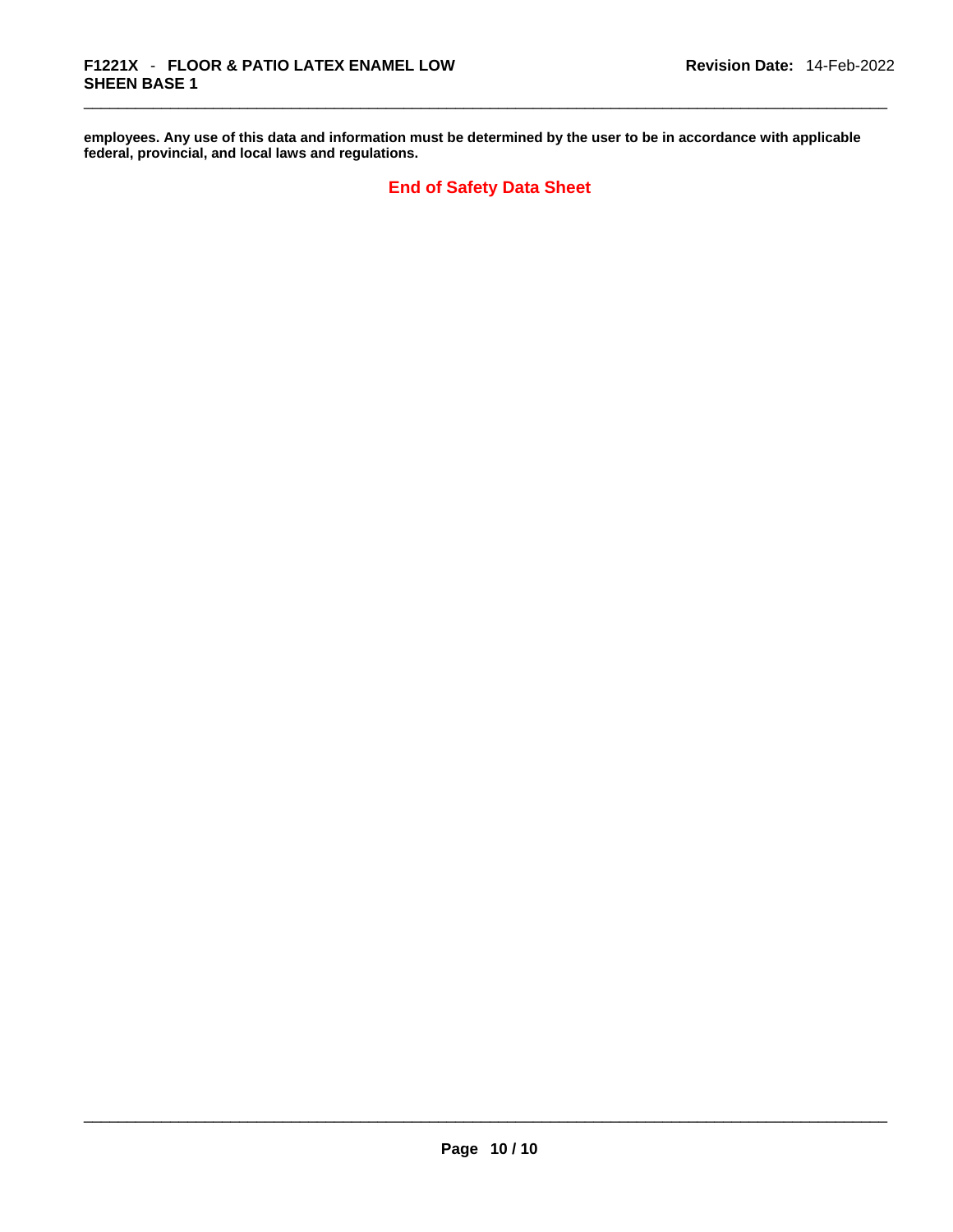**employees. Any use of this data and information must be determined by the user to be in accordance with applicable federal, provincial, and local laws and regulations.**

**End of Safety Data Sheet**